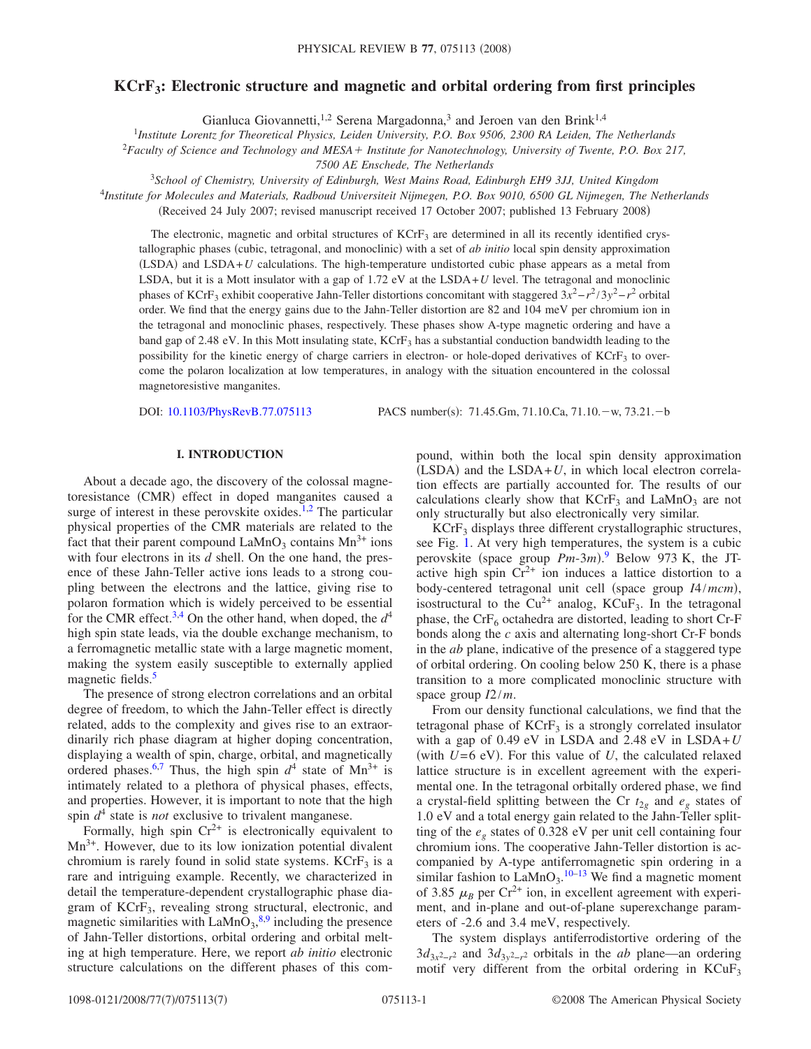# $KCrF_3$: Electronic structure and magnetic and orbital ordering from first principles

Gianluca Giovannetti,[1,2] Serena Margadonna,[3] and Jeroen van den Brink[1,4]

[1]*Institute Lorentz for Theoretical Physics, Leiden University, P.O. Box 9506, 2300 RA Leiden, The Netherlands*

[2]*Faculty of Science and Technology and MESA+ Institute for Nanotechnology, University of Twente, P.O. Box 217, 7500 AE Enschede, The Netherlands*

[3]*School of Chemistry, University of Edinburgh, West Mains Road, Edinburgh EH9 3JJ, United Kingdom*

[4]*Institute for Molecules and Materials, Radboud Universiteit Nijmegen, P.O. Box 9010, 6500 GL Nijmegen, The Netherlands*

(Received 24 July 2007; revised manuscript received 17 October 2007; published 13 February 2008)

The electronic, magnetic and orbital structures of $KCrF_3$ are determined in all its recently identified crystallographic phases (cubic, tetragonal, and monoclinic) with a set of *ab initio* local spin density approximation (LSDA) and LSDA+$U$ calculations. The high-temperature undistorted cubic phase appears as a metal from LSDA, but it is a Mott insulator with a gap of 1.72 eV at the LSDA+$U$ level. The tetragonal and monoclinic phases of $KCrF_3$ exhibit cooperative Jahn-Teller distortions concomitant with staggered $3x^2-r^2/3y^2-r^2$ orbital order. We find that the energy gains due to the Jahn-Teller distortion are 82 and 104 meV per chromium ion in the tetragonal and monoclinic phases, respectively. These phases show A-type magnetic ordering and have a band gap of 2.48 eV. In this Mott insulating state, $KCrF_3$ has a substantial conduction bandwidth leading to the possibility for the kinetic energy of charge carriers in electron- or hole-doped derivatives of $KCrF_3$ to overcome the polaron localization at low temperatures, in analogy with the situation encountered in the colossal magnetoresistive manganites.

DOI: 10.1103/PhysRevB.77.075113 PACS number(s): 71.45.Gm, 71.10.Ca, 71.10.−w, 73.21.−b

## I. INTRODUCTION

About a decade ago, the discovery of the colossal magnetoresistance (CMR) effect in doped manganites caused a surge of interest in these perovskite oxides.[1,2] The particular physical properties of the CMR materials are related to the fact that their parent compound $LaMnO_3$ contains $Mn^{3+}$ ions with four electrons in its $d$ shell. On the one hand, the presence of these Jahn-Teller active ions leads to a strong coupling between the electrons and the lattice, giving rise to polaron formation which is widely perceived to be essential for the CMR effect.[3,4] On the other hand, when doped, the $d^4$ high spin state leads, via the double exchange mechanism, to a ferromagnetic metallic state with a large magnetic moment, making the system easily susceptible to externally applied magnetic fields.[5]

The presence of strong electron correlations and an orbital degree of freedom, to which the Jahn-Teller effect is directly related, adds to the complexity and gives rise to an extraordinarily rich phase diagram at higher doping concentration, displaying a wealth of spin, charge, orbital, and magnetically ordered phases.[6,7] Thus, the high spin $d^4$ state of $Mn^{3+}$ is intimately related to a plethora of physical phases, effects, and properties. However, it is important to note that the high spin $d^4$ state is *not* exclusive to trivalent manganese.

Formally, high spin $Cr^{2+}$ is electronically equivalent to $Mn^{3+}$. However, due to its low ionization potential divalent chromium is rarely found in solid state systems. $KCrF_3$ is a rare and intriguing example. Recently, we characterized in detail the temperature-dependent crystallographic phase diagram of $KCrF_3$, revealing strong structural, electronic, and magnetic similarities with $LaMnO_3$,[8,9] including the presence of Jahn-Teller distortions, orbital ordering and orbital melting at high temperature. Here, we report *ab initio* electronic structure calculations on the different phases of this compound, within both the local spin density approximation (LSDA) and the LSDA+$U$, in which local electron correlation effects are partially accounted for. The results of our calculations clearly show that $KCrF_3$ and $LaMnO_3$ are not only structurally but also electronically very similar.

$KCrF_3$ displays three different crystallographic structures, see Fig. 1. At very high temperatures, the system is a cubic perovskite (space group $Pm$-$3m$).[9] Below 973 K, the JT-active high spin $Cr^{2+}$ ion induces a lattice distortion to a body-centered tetragonal unit cell (space group $I4/mcm$), isostructural to the $Cu^{2+}$ analog, $KCuF_3$. In the tetragonal phase, the $CrF_6$ octahedra are distorted, leading to short Cr-F bonds along the $c$ axis and alternating long-short Cr-F bonds in the $ab$ plane, indicative of the presence of a staggered type of orbital ordering. On cooling below 250 K, there is a phase transition to a more complicated monoclinic structure with space group $I2/m$.

From our density functional calculations, we find that the tetragonal phase of $KCrF_3$ is a strongly correlated insulator with a gap of 0.49 eV in LSDA and 2.48 eV in LSDA+$U$ (with $U$=6 eV). For this value of $U$, the calculated relaxed lattice structure is in excellent agreement with the experimental one. In the tetragonal orbitally ordered phase, we find a crystal-field splitting between the Cr $t_{2g}$ and $e_g$ states of 1.0 eV and a total energy gain related to the Jahn-Teller splitting of the $e_g$ states of 0.328 eV per unit cell containing four chromium ions. The cooperative Jahn-Teller distortion is accompanied by A-type antiferromagnetic spin ordering in a similar fashion to $LaMnO_3$.[10–13] We find a magnetic moment of 3.85 $\mu_B$ per $Cr^{2+}$ ion, in excellent agreement with experiment, and in-plane and out-of-plane superexchange parameters of -2.6 and 3.4 meV, respectively.

The system displays antiferrodistortive ordering of the $3d_{3x^2-r^2}$ and $3d_{3y^2-r^2}$ orbitals in the $ab$ plane—an ordering motif very different from the orbital ordering in $KCuF_3$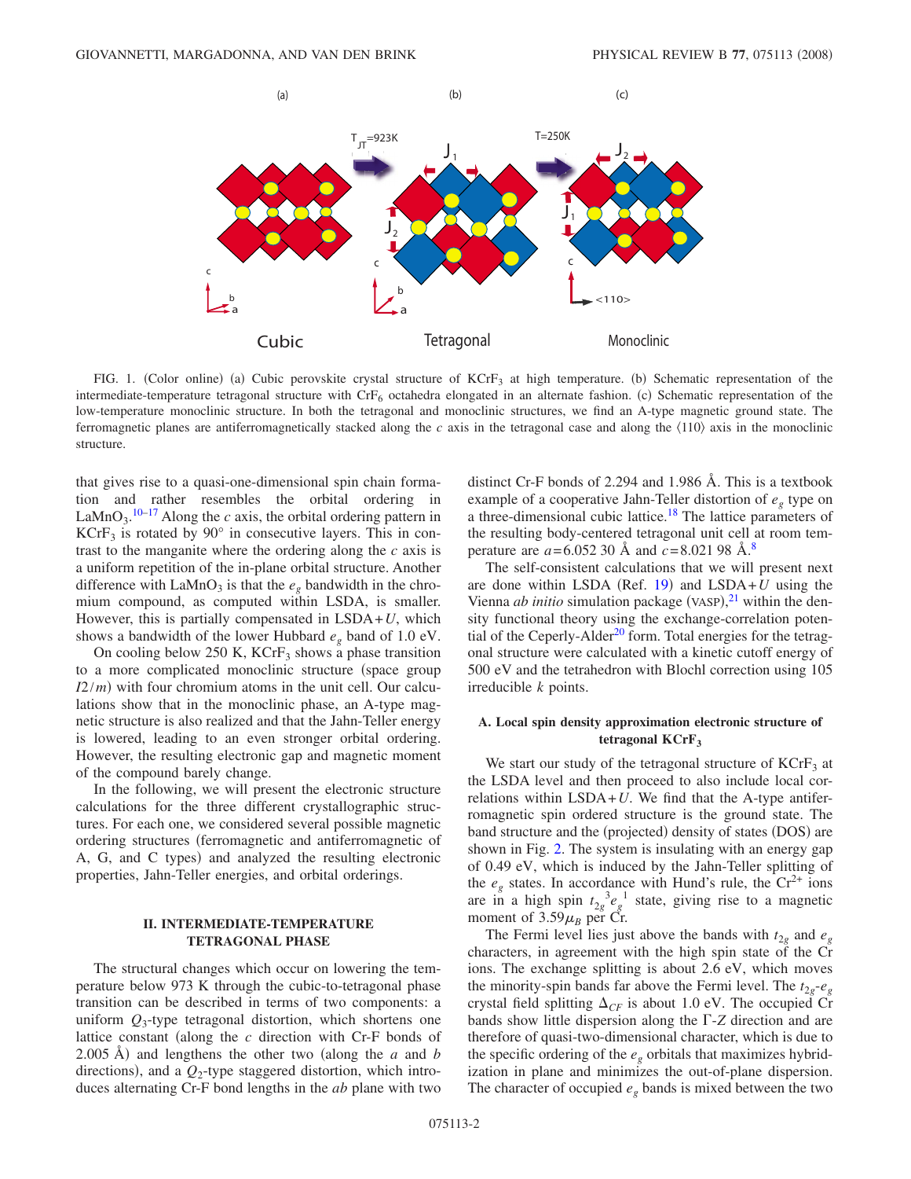(a) (b) (c)

$T_{JT}$=923K

T=250K

$J_1$ $J_2$ $J_2$ $J_1$

c b a c b a c <110>

Cubic Tetragonal Monoclinic

FIG. 1. (Color online) (a) Cubic perovskite crystal structure of $KCrF_3$ at high temperature. (b) Schematic representation of the intermediate-temperature tetragonal structure with $CrF_6$ octahedra elongated in an alternate fashion. (c) Schematic representation of the low-temperature monoclinic structure. In both the tetragonal and monoclinic structures, we find an A-type magnetic ground state. The ferromagnetic planes are antiferromagnetically stacked along the $c$ axis in the tetragonal case and along the ⟨110⟩ axis in the monoclinic structure.

that gives rise to a quasi-one-dimensional spin chain formation and rather resembles the orbital ordering in $LaMnO_3$.[10–17] Along the $c$ axis, the orbital ordering pattern in $KCrF_3$ is rotated by 90° in consecutive layers. This in contrast to the manganite where the ordering along the $c$ axis is a uniform repetition of the in-plane orbital structure. Another difference with $LaMnO_3$ is that the $e_g$ bandwidth in the chromium compound, as computed within LSDA, is smaller. However, this is partially compensated in LSDA+$U$, which shows a bandwidth of the lower Hubbard $e_g$ band of 1.0 eV.

On cooling below 250 K, $KCrF_3$ shows a phase transition to a more complicated monoclinic structure (space group $I2/m$) with four chromium atoms in the unit cell. Our calculations show that in the monoclinic phase, an A-type magnetic structure is also realized and that the Jahn-Teller energy is lowered, leading to an even stronger orbital ordering. However, the resulting electronic gap and magnetic moment of the compound barely change.

In the following, we will present the electronic structure calculations for the three different crystallographic structures. For each one, we considered several possible magnetic ordering structures (ferromagnetic and antiferromagnetic of A, G, and C types) and analyzed the resulting electronic properties, Jahn-Teller energies, and orbital orderings.

## II. INTERMEDIATE-TEMPERATURE TETRAGONAL PHASE

The structural changes which occur on lowering the temperature below 973 K through the cubic-to-tetragonal phase transition can be described in terms of two components: a uniform $Q_3$-type tetragonal distortion, which shortens one lattice constant (along the $c$ direction with Cr-F bonds of 2.005 Å) and lengthens the other two (along the $a$ and $b$ directions), and a $Q_2$-type staggered distortion, which introduces alternating Cr-F bond lengths in the $ab$ plane with two distinct Cr-F bonds of 2.294 and 1.986 Å. This is a textbook example of a cooperative Jahn-Teller distortion of $e_g$ type on a three-dimensional cubic lattice.[18] The lattice parameters of the resulting body-centered tetragonal unit cell at room temperature are $a$=6.052 30 Å and $c$=8.021 98 Å.[8]

The self-consistent calculations that we will present next are done within LSDA (Ref. 19) and LSDA+$U$ using the Vienna *ab initio* simulation package (VASP),[21] within the density functional theory using the exchange-correlation potential of the Ceperly-Alder[20] form. Total energies for the tetragonal structure were calculated with a kinetic cutoff energy of 500 eV and the tetrahedron with Blochl correction using 105 irreducible $k$ points.

### A. Local spin density approximation electronic structure of tetragonal $KCrF_3$

We start our study of the tetragonal structure of $KCrF_3$ at the LSDA level and then proceed to also include local correlations within LSDA+$U$. We find that the A-type antiferromagnetic spin ordered structure is the ground state. The band structure and the (projected) density of states (DOS) are shown in Fig. 2. The system is insulating with an energy gap of 0.49 eV, which is induced by the Jahn-Teller splitting of the $e_g$ states. In accordance with Hund's rule, the $Cr^{2+}$ ions are in a high spin $t_{2g}^{\,3}e_g^{\,1}$ state, giving rise to a magnetic moment of 3.59$\mu_B$ per Cr.

The Fermi level lies just above the bands with $t_{2g}$ and $e_g$ characters, in agreement with the high spin state of the Cr ions. The exchange splitting is about 2.6 eV, which moves the minority-spin bands far above the Fermi level. The $t_{2g}$-$e_g$ crystal field splitting $\Delta_{CF}$ is about 1.0 eV. The occupied Cr bands show little dispersion along the Γ-$Z$ direction and are therefore of quasi-two-dimensional character, which is due to the specific ordering of the $e_g$ orbitals that maximizes hybridization in plane and minimizes the out-of-plane dispersion. The character of occupied $e_g$ bands is mixed between the two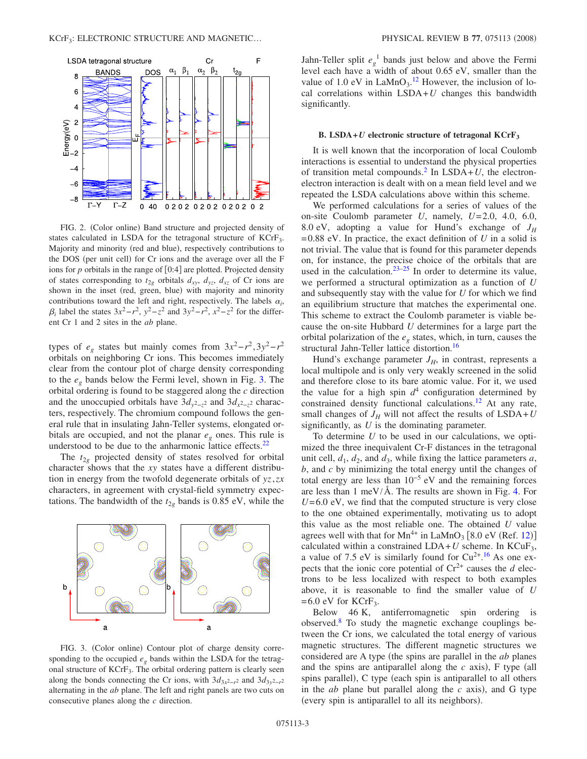LSDA tetragonal structure

BANDS

DOS

Cr

$\alpha_1$ $\beta_1$ $\alpha_2$ $\beta_2$ $t_{2g}$

F

Energy(eV)

8
6
4
2
0
−2
−4
−6
−8

$E_F$

Γ−Y Γ−Z

0 40

0 2 0 2 0 2 0 2 0 2 0 2 0 2

FIG. 2. (Color online) Band structure and projected density of states calculated in LSDA for the tetragonal structure of $KCrF_3$. Majority and minority (red and blue), respectively contributions to the DOS (per unit cell) for Cr ions and the average over all the F ions for $p$ orbitals in the range of [0:4] are plotted. Projected density of states corresponding to $t_{2g}$ orbitals $d_{xy}$, $d_{yz}$, $d_{xz}$ of Cr ions are shown in the inset (red, green, blue) with majority and minority contributions toward the left and right, respectively. The labels $\alpha_i$, $\beta_i$ label the states $3x^2-r^2$, $y^2-z^2$ and $3y^2-r^2$, $x^2-z^2$ for the different Cr 1 and 2 sites in the $ab$ plane.

types of $e_g$ states but mainly comes from $3x^2-r^2, 3y^2-r^2$ orbitals on neighboring Cr ions. This becomes immediately clear from the contour plot of charge density corresponding to the $e_g$ bands below the Fermi level, shown in Fig. 3. The orbital ordering is found to be staggered along the $c$ direction and the unoccupied orbitals have $3d_{y^2-z^2}$ and $3d_{x^2-z^2}$ characters, respectively. The chromium compound follows the general rule that in insulating Jahn-Teller systems, elongated orbitals are occupied, and not the planar $e_g$ ones. This rule is understood to be due to the anharmonic lattice effects.[22]

The $t_{2g}$ projected density of states resolved for orbital character shows that the $xy$ states have a different distribution in energy from the twofold degenerate orbitals of $yz, zx$ characters, in agreement with crystal-field symmetry expectations. The bandwidth of the $t_{2g}$ bands is 0.85 eV, while the

b a b a

FIG. 3. (Color online) Contour plot of charge density corresponding to the occupied $e_g$ bands within the LSDA for the tetragonal structure of $KCrF_3$. The orbital ordering pattern is clearly seen along the bonds connecting the Cr ions, with $3d_{3x^2-r^2}$ and $3d_{3y^2-r^2}$ alternating in the $ab$ plane. The left and right panels are two cuts on consecutive planes along the $c$ direction.

Jahn-Teller split $e_g^1$ bands just below and above the Fermi level each have a width of about 0.65 eV, smaller than the value of 1.0 eV in $LaMnO_3$.[12] However, the inclusion of local correlations within LSDA+$U$ changes this bandwidth significantly.

### B. LSDA+$U$ electronic structure of tetragonal $KCrF_3$

It is well known that the incorporation of local Coulomb interactions is essential to understand the physical properties of transition metal compounds.[2] In LSDA+$U$, the electron-electron interaction is dealt with on a mean field level and we repeated the LSDA calculations above within this scheme.

We performed calculations for a series of values of the on-site Coulomb parameter $U$, namely, $U$=2.0, 4.0, 6.0, 8.0 eV, adopting a value for Hund's exchange of $J_H$=0.88 eV. In practice, the exact definition of $U$ in a solid is not trivial. The value that is found for this parameter depends on, for instance, the precise choice of the orbitals that are used in the calculation.[23–25] In order to determine its value, we performed a structural optimization as a function of $U$ and subsequently stay with the value for $U$ for which we find an equilibrium structure that matches the experimental one. This scheme to extract the Coulomb parameter is viable because the on-site Hubbard $U$ determines for a large part the orbital polarization of the $e_g$ states, which, in turn, causes the structural Jahn-Teller lattice distortion.[16]

Hund's exchange parameter $J_H$, in contrast, represents a local multipole and is only very weakly screened in the solid and therefore close to its bare atomic value. For it, we used the value for a high spin $d^4$ configuration determined by constrained density functional calculations.[12] At any rate, small changes of $J_H$ will not affect the results of LSDA+$U$ significantly, as $U$ is the dominating parameter.

To determine $U$ to be used in our calculations, we optimized the three inequivalent Cr-F distances in the tetragonal unit cell, $d_1$, $d_2$, and $d_3$, while fixing the lattice parameters $a$, $b$, and $c$ by minimizing the total energy until the changes of total energy are less than $10^{-5}$ eV and the remaining forces are less than 1 meV/Å. The results are shown in Fig. 4. For $U$=6.0 eV, we find that the computed structure is very close to the one obtained experimentally, motivating us to adopt this value as the most reliable one. The obtained $U$ value agrees well with that for $Mn^{4+}$ in $LaMnO_3$ [8.0 eV (Ref. 12)] calculated within a constrained LDA+$U$ scheme. In $KCuF_3$, a value of 7.5 eV is similarly found for $Cu^{2+}$.[16] As one expects that the ionic core potential of $Cr^{2+}$ causes the $d$ electrons to be less localized with respect to both examples above, it is reasonable to find the smaller value of $U$=6.0 eV for $KCrF_3$.

Below 46 K, antiferromagnetic spin ordering is observed.[8] To study the magnetic exchange couplings between the Cr ions, we calculated the total energy of various magnetic structures. The different magnetic structures we considered are A type (the spins are parallel in the $ab$ planes and the spins are antiparallel along the $c$ axis), F type (all spins parallel), C type (each spin is antiparallel to all others in the $ab$ plane but parallel along the $c$ axis), and G type (every spin is antiparallel to all its neighbors).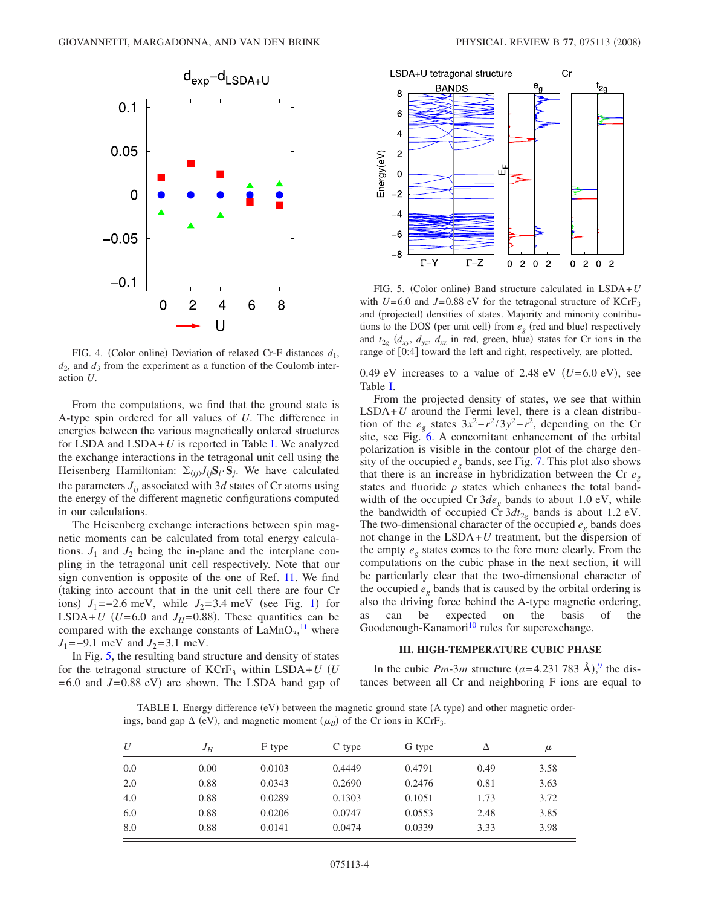$d_{exp}-d_{LSDA+U}$

0.1

0.05

0

−0.05

−0.1

0 2 4 6 8

U

FIG. 4. (Color online) Deviation of relaxed Cr-F distances $d_1$, $d_2$, and $d_3$ from the experiment as a function of the Coulomb interaction $U$.

From the computations, we find that the ground state is A-type spin ordered for all values of $U$. The difference in energies between the various magnetically ordered structures for LSDA and LSDA+$U$ is reported in Table I. We analyzed the exchange interactions in the tetragonal unit cell using the Heisenberg Hamiltonian: $\Sigma_{\langle ij \rangle} J_{ij} \mathbf{S}_i \cdot \mathbf{S}_j$. We have calculated the parameters $J_{ij}$ associated with $3d$ states of Cr atoms using the energy of the different magnetic configurations computed in our calculations.

The Heisenberg exchange interactions between spin magnetic moments can be calculated from total energy calculations. $J_1$ and $J_2$ being the in-plane and the interplane coupling in the tetragonal unit cell respectively. Note that our sign convention is opposite of the one of Ref. 11. We find (taking into account that in the unit cell there are four Cr ions) $J_1 = -2.6$ meV, while $J_2 = 3.4$ meV (see Fig. 1) for LSDA+$U$ ($U$=6.0 and $J_H$=0.88). These quantities can be compared with the exchange constants of $LaMnO_3$,[11] where $J_1 = -9.1$ meV and $J_2 = 3.1$ meV.

In Fig. 5, the resulting band structure and density of states for the tetragonal structure of $KCrF_3$ within LSDA+$U$ ($U$=6.0 and $J$=0.88 eV) are shown. The LSDA band gap of

LSDA+U tetragonal structure

BANDS

Cr

$e_g$

$t_{2g}$

Energy(eV)

$E_F$

8 6 4 2 0 −2 −4 −6 −8

Γ–Y Γ–Z

0 2 0 2

0 2 0 2

FIG. 5. (Color online) Band structure calculated in LSDA+$U$ with $U$=6.0 and $J$=0.88 eV for the tetragonal structure of $KCrF_3$ and (projected) densities of states. Majority and minority contributions to the DOS (per unit cell) from $e_g$ (red and blue) respectively and $t_{2g}$ ($d_{xy}$, $d_{yz}$, $d_{xz}$ in red, green, blue) states for Cr ions in the range of [0:4] toward the left and right, respectively, are plotted.

0.49 eV increases to a value of 2.48 eV ($U$=6.0 eV), see Table I.

From the projected density of states, we see that within LSDA+$U$ around the Fermi level, there is a clean distribution of the $e_g$ states $3x^2-r^2/3y^2-r^2$, depending on the Cr site, see Fig. 6. A concomitant enhancement of the orbital polarization is visible in the contour plot of the charge density of the occupied $e_g$ bands, see Fig. 7. This plot also shows that there is an increase in hybridization between the Cr $e_g$ states and fluoride $p$ states which enhances the total bandwidth of the occupied Cr $3de_g$ bands to about 1.0 eV, while the bandwidth of occupied Cr $3dt_{2g}$ bands is about 1.2 eV. The two-dimensional character of the occupied $e_g$ bands does not change in the LSDA+$U$ treatment, but the dispersion of the empty $e_g$ states comes to the fore more clearly. From the computations on the cubic phase in the next section, it will be particularly clear that the two-dimensional character of the occupied $e_g$ bands that is caused by the orbital ordering is also the driving force behind the A-type magnetic ordering, as can be expected on the basis of the Goodenough-Kanamori[10] rules for superexchange.

### III. HIGH-TEMPERATURE CUBIC PHASE

In the cubic $Pm$-$3m$ structure ($a$=4.231 783 Å),[9] the distances between all Cr and neighboring F ions are equal to

TABLE I. Energy difference (eV) between the magnetic ground state (A type) and other magnetic orderings, band gap Δ (eV), and magnetic moment ($\mu_B$) of the Cr ions in $KCrF_3$.

| $U$ | $J_H$ | F type | C type | G type | Δ | $\mu$ |
|---|---|---|---|---|---|---|
| 0.0 | 0.00 | 0.0103 | 0.4449 | 0.4791 | 0.49 | 3.58 |
| 2.0 | 0.88 | 0.0343 | 0.2690 | 0.2476 | 0.81 | 3.63 |
| 4.0 | 0.88 | 0.0289 | 0.1303 | 0.1051 | 1.73 | 3.72 |
| 6.0 | 0.88 | 0.0206 | 0.0747 | 0.0553 | 2.48 | 3.85 |
| 8.0 | 0.88 | 0.0141 | 0.0474 | 0.0339 | 3.33 | 3.98 |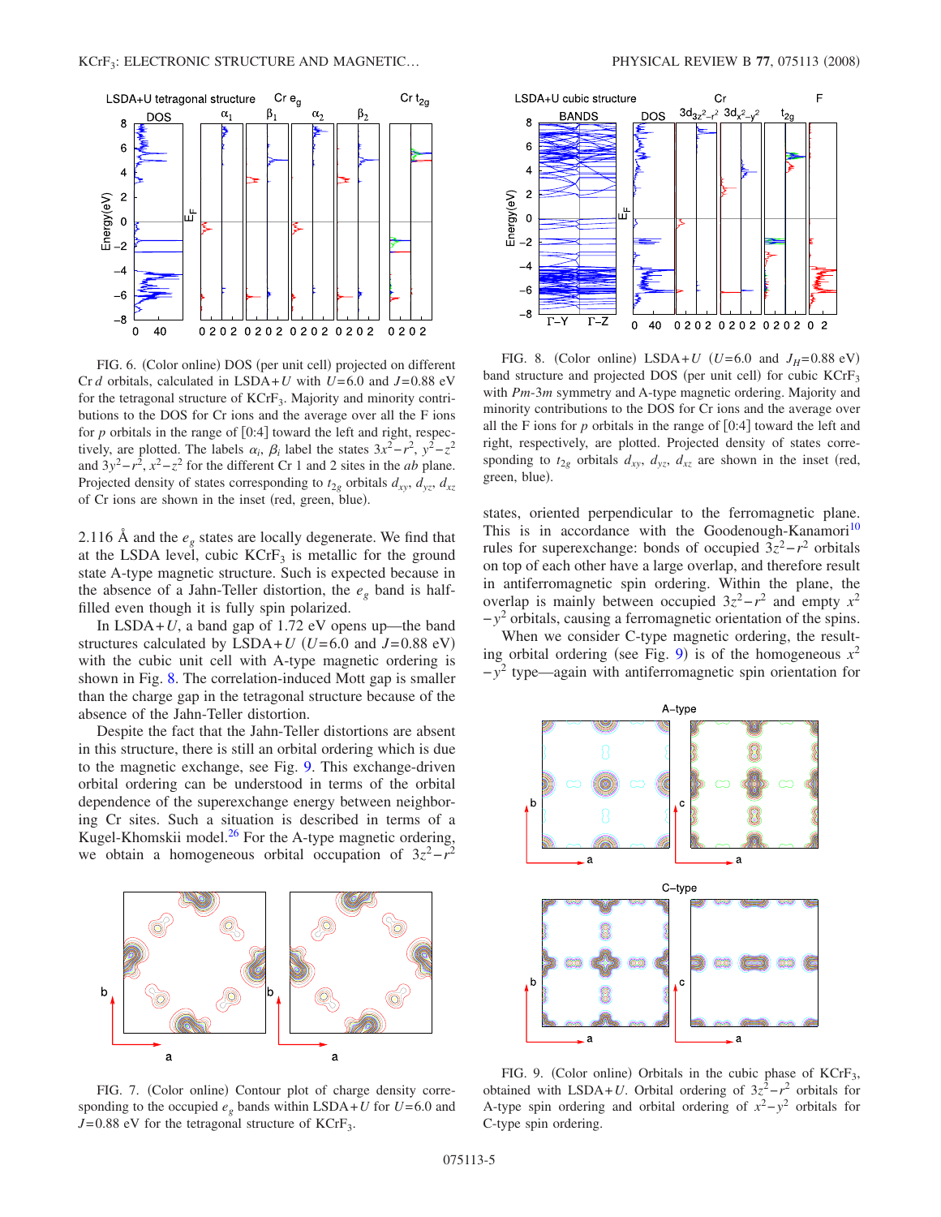LSDA+U tetragonal structure

DOS

Cr $e_g$

$\alpha_1$ $\beta_1$ $\alpha_2$ $\beta_2$

Cr $t_{2g}$

Energy(eV)

$E_F$

8
6
4
2
0
−2
−4
−6
−8

0 40 0 2 0 2 0 2 0 2 0 2 0 2 0 2 0 2 0 2 0 2

FIG. 6. (Color online) DOS (per unit cell) projected on different Cr $d$ orbitals, calculated in LSDA+$U$ with $U$=6.0 and $J$=0.88 eV for the tetragonal structure of $KCrF_3$. Majority and minority contributions to the DOS for Cr ions and the average over all the F ions for $p$ orbitals in the range of [0:4] toward the left and right, respectively, are plotted. The labels $\alpha_i$, $\beta_i$ label the states $3x^2-r^2$, $y^2-z^2$ and $3y^2-r^2$, $x^2-z^2$ for the different Cr 1 and 2 sites in the $ab$ plane. Projected density of states corresponding to $t_{2g}$ orbitals $d_{xy}$, $d_{yz}$, $d_{xz}$ of Cr ions are shown in the inset (red, green, blue).

2.116 Å and the $e_g$ states are locally degenerate. We find that at the LSDA level, cubic $KCrF_3$ is metallic for the ground state A-type magnetic structure. Such is expected because in the absence of a Jahn-Teller distortion, the $e_g$ band is half-filled even though it is fully spin polarized.

In LSDA+$U$, a band gap of 1.72 eV opens up—the band structures calculated by LSDA+$U$ ($U$=6.0 and $J$=0.88 eV) with the cubic unit cell with A-type magnetic ordering is shown in Fig. 8. The correlation-induced Mott gap is smaller than the charge gap in the tetragonal structure because of the absence of the Jahn-Teller distortion.

Despite the fact that the Jahn-Teller distortions are absent in this structure, there is still an orbital ordering which is due to the magnetic exchange, see Fig. 9. This exchange-driven orbital ordering can be understood in terms of the orbital dependence of the superexchange energy between neighboring Cr sites. Such a situation is described in terms of a Kugel-Khomskii model.[26] For the A-type magnetic ordering, we obtain a homogeneous orbital occupation of $3z^2-r^2$ states, oriented perpendicular to the ferromagnetic plane. This is in accordance with the Goodenough-Kanamori[10] rules for superexchange: bonds of occupied $3z^2-r^2$ orbitals on top of each other have a large overlap, and therefore result in antiferromagnetic spin ordering. Within the plane, the overlap is mainly between occupied $3z^2-r^2$ and empty $x^2-y^2$ orbitals, causing a ferromagnetic orientation of the spins.

When we consider C-type magnetic ordering, the resulting orbital ordering (see Fig. 9) is of the homogeneous $x^2-y^2$ type—again with antiferromagnetic spin orientation for

b
a
b
a

FIG. 7. (Color online) Contour plot of charge density corresponding to the occupied $e_g$ bands within LSDA+$U$ for $U$=6.0 and $J$=0.88 eV for the tetragonal structure of $KCrF_3$.

LSDA+U cubic structure

BANDS

DOS

Cr

$3d_{3z^2-r^2}$ $3d_{x^2-y^2}$ $t_{2g}$

F

Energy(eV)

$E_F$

8
6
4
2
0
−2
−4
−6
−8

Γ−Y Γ−Z

0 40 0 2 0 2 0 2 0 2

FIG. 8. (Color online) LSDA+$U$ ($U$=6.0 and $J_H$=0.88 eV) band structure and projected DOS (per unit cell) for cubic $KCrF_3$ with $Pm$-$3m$ symmetry and A-type magnetic ordering. Majority and minority contributions to the DOS for Cr ions and the average over all the F ions for $p$ orbitals in the range of [0:4] toward the left and right, respectively, are plotted. Projected density of states corresponding to $t_{2g}$ orbitals $d_{xy}$, $d_{yz}$, $d_{xz}$ are shown in the inset (red, green, blue).

A-type

b
a
c
a

C-type

b
a
c
a

FIG. 9. (Color online) Orbitals in the cubic phase of $KCrF_3$, obtained with LSDA+$U$. Orbital ordering of $3z^2-r^2$ orbitals for A-type spin ordering and orbital ordering of $x^2-y^2$ orbitals for C-type spin ordering.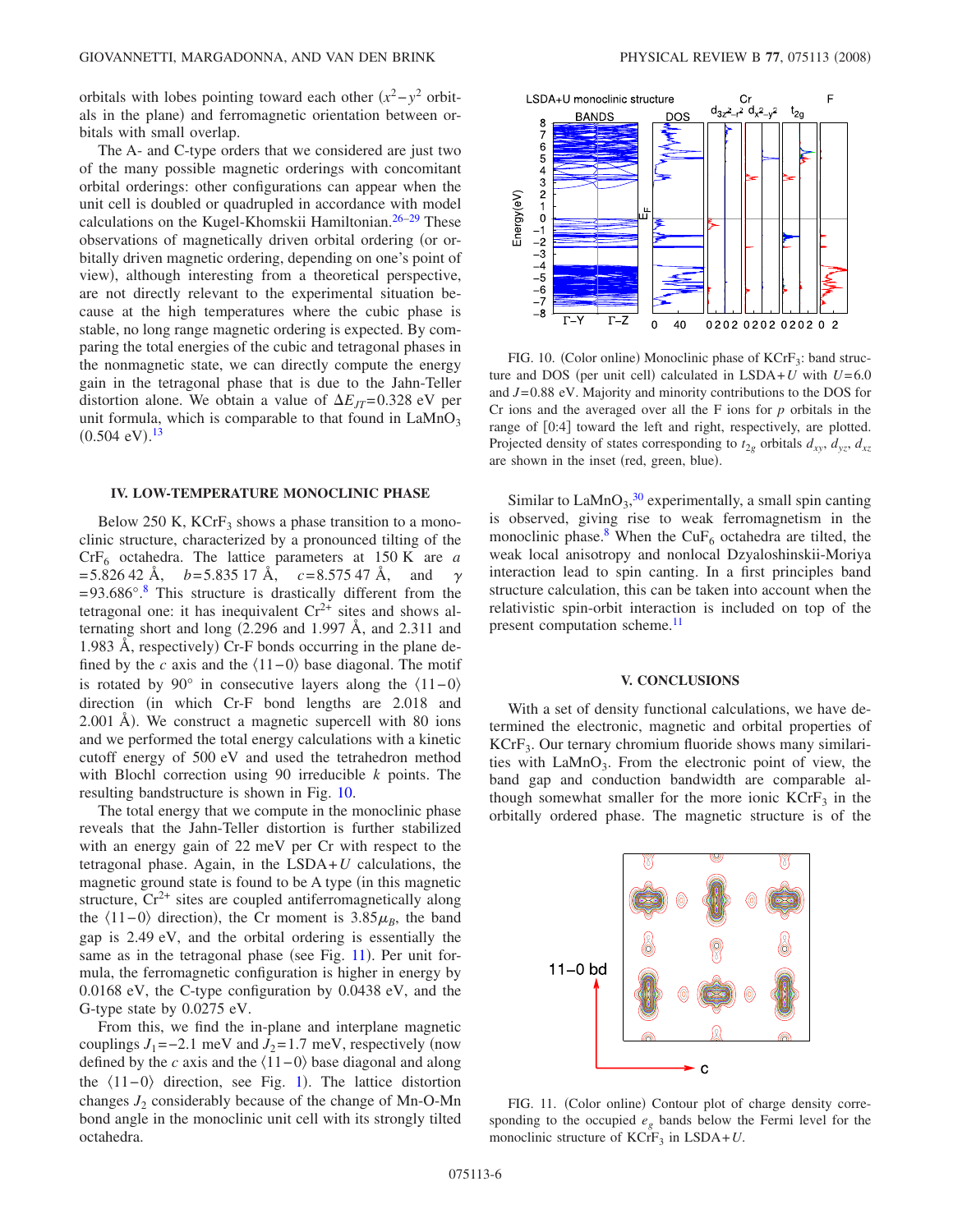orbitals with lobes pointing toward each other ($x^2-y^2$ orbitals in the plane) and ferromagnetic orientation between orbitals with small overlap.

The A- and C-type orders that we considered are just two of the many possible magnetic orderings with concomitant orbital orderings: other configurations can appear when the unit cell is doubled or quadrupled in accordance with model calculations on the Kugel-Khomskii Hamiltonian.[26–29] These observations of magnetically driven orbital ordering (or orbitally driven magnetic ordering, depending on one's point of view), although interesting from a theoretical perspective, are not directly relevant to the experimental situation because at the high temperatures where the cubic phase is stable, no long range magnetic ordering is expected. By comparing the total energies of the cubic and tetragonal phases in the nonmagnetic state, we can directly compute the energy gain in the tetragonal phase that is due to the Jahn-Teller distortion alone. We obtain a value of $\Delta E_{JT}=0.328$ eV per unit formula, which is comparable to that found in $LaMnO_3$ (0.504 eV).[13]

## IV. LOW-TEMPERATURE MONOCLINIC PHASE

Below 250 K, $KCrF_3$ shows a phase transition to a monoclinic structure, characterized by a pronounced tilting of the $CrF_6$ octahedra. The lattice parameters at 150 K are $a=5.826\,42$ Å, $b=5.835\,17$ Å, $c=8.575\,47$ Å, and $\gamma=93.686°$.[8] This structure is drastically different from the tetragonal one: it has inequivalent $Cr^{2+}$ sites and shows alternating short and long (2.296 and 1.997 Å, and 2.311 and 1.983 Å, respectively) Cr-F bonds occurring in the plane defined by the $c$ axis and the $\langle 11-0\rangle$ base diagonal. The motif is rotated by 90° in consecutive layers along the $\langle 11-0\rangle$ direction (in which Cr-F bond lengths are 2.018 and 2.001 Å). We construct a magnetic supercell with 80 ions and we performed the total energy calculations with a kinetic cutoff energy of 500 eV and used the tetrahedron method with Blochl correction using 90 irreducible $k$ points. The resulting bandstructure is shown in Fig. 10.

The total energy that we compute in the monoclinic phase reveals that the Jahn-Teller distortion is further stabilized with an energy gain of 22 meV per Cr with respect to the tetragonal phase. Again, in the LSDA+$U$ calculations, the magnetic ground state is found to be A type (in this magnetic structure, $Cr^{2+}$ sites are coupled antiferromagnetically along the $\langle 11-0\rangle$ direction), the Cr moment is $3.85\mu_B$, the band gap is 2.49 eV, and the orbital ordering is essentially the same as in the tetragonal phase (see Fig. 11). Per unit formula, the ferromagnetic configuration is higher in energy by 0.0168 eV, the C-type configuration by 0.0438 eV, and the G-type state by 0.0275 eV.

From this, we find the in-plane and interplane magnetic couplings $J_1=-2.1$ meV and $J_2=1.7$ meV, respectively (now defined by the $c$ axis and the $\langle 11-0\rangle$ base diagonal and along the $\langle 11-0\rangle$ direction, see Fig. 1). The lattice distortion changes $J_2$ considerably because of the change of Mn-O-Mn bond angle in the monoclinic unit cell with its strongly tilted octahedra.

LSDA+U monoclinic structure
BANDS
DOS
Cr
$d_{3z^2-r^2}$ $d_{x^2-y^2}$ $t_{2g}$
F
Energy(eV)
$E_F$
Γ–Y Γ–Z
0 40
0 2 0 2 0 2 0 2 0 2 0 2 0 2

FIG. 10. (Color online) Monoclinic phase of $KCrF_3$: band structure and DOS (per unit cell) calculated in LSDA+$U$ with $U=6.0$ and $J=0.88$ eV. Majority and minority contributions to the DOS for Cr ions and the averaged over all the F ions for $p$ orbitals in the range of [0:4] toward the left and right, respectively, are plotted. Projected density of states corresponding to $t_{2g}$ orbitals $d_{xy}$, $d_{yz}$, $d_{xz}$ are shown in the inset (red, green, blue).

Similar to $LaMnO_3$,[30] experimentally, a small spin canting is observed, giving rise to weak ferromagnetism in the monoclinic phase.[8] When the $CuF_6$ octahedra are tilted, the weak local anisotropy and nonlocal Dzyaloshinskii-Moriya interaction lead to spin canting. In a first principles band structure calculation, this can be taken into account when the relativistic spin-orbit interaction is included on top of the present computation scheme.[11]

## V. CONCLUSIONS

With a set of density functional calculations, we have determined the electronic, magnetic and orbital properties of $KCrF_3$. Our ternary chromium fluoride shows many similarities with $LaMnO_3$. From the electronic point of view, the band gap and conduction bandwidth are comparable although somewhat smaller for the more ionic $KCrF_3$ in the orbitally ordered phase. The magnetic structure is of the

11–0 bd
c

FIG. 11. (Color online) Contour plot of charge density corresponding to the occupied $e_g$ bands below the Fermi level for the monoclinic structure of $KCrF_3$ in LSDA+$U$.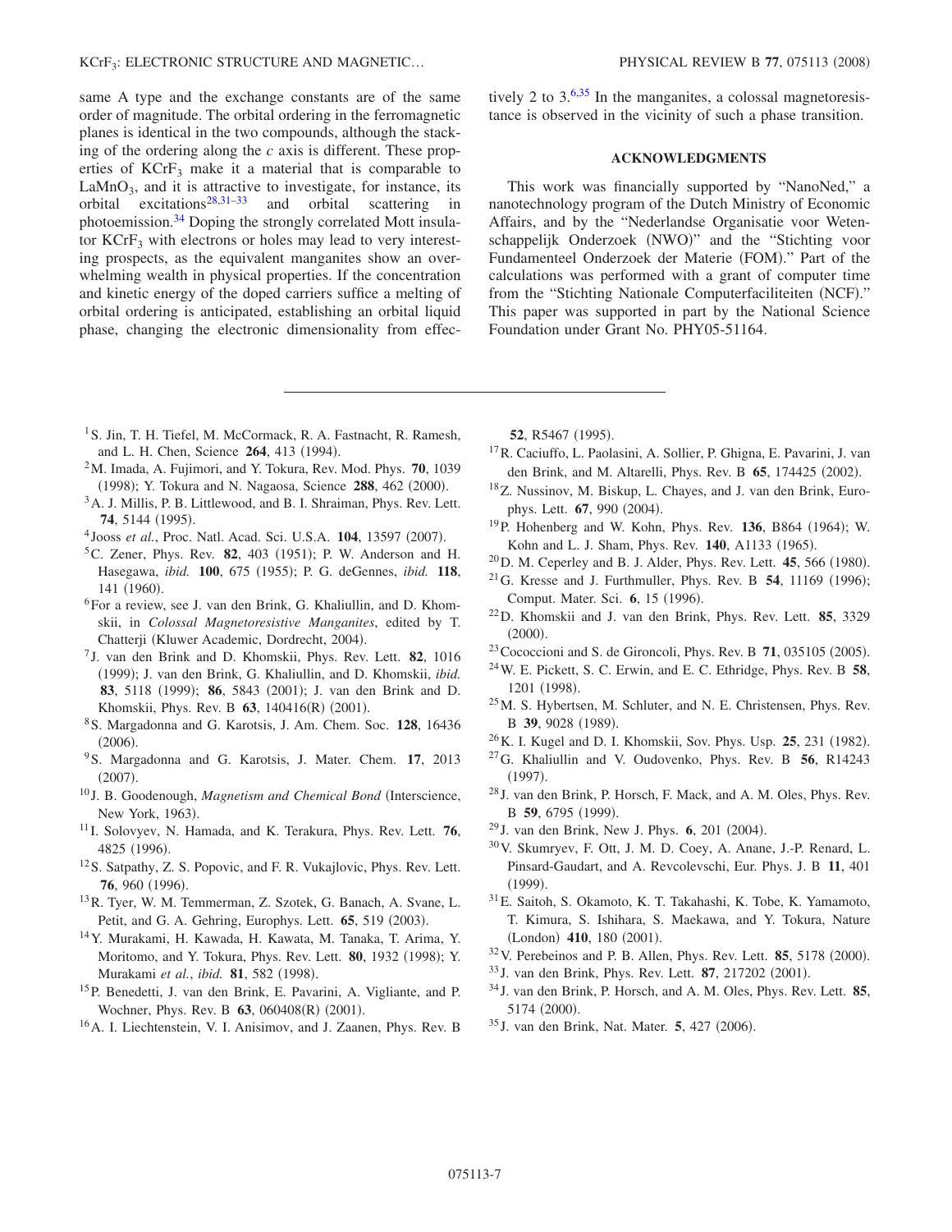same A type and the exchange constants are of the same order of magnitude. The orbital ordering in the ferromagnetic planes is identical in the two compounds, although the stacking of the ordering along the $c$ axis is different. These properties of $KCrF_3$ make it a material that is comparable to $LaMnO_3$, and it is attractive to investigate, for instance, its orbital excitations[28,31–33] and orbital scattering in photoemission.[34] Doping the strongly correlated Mott insulator $KCrF_3$ with electrons or holes may lead to very interesting prospects, as the equivalent manganites show an overwhelming wealth in physical properties. If the concentration and kinetic energy of the doped carriers suffice a melting of orbital ordering is anticipated, establishing an orbital liquid phase, changing the electronic dimensionality from effectively 2 to 3.[6,35] In the manganites, a colossal magnetoresistance is observed in the vicinity of such a phase transition.

## ACKNOWLEDGMENTS

This work was financially supported by "NanoNed," a nanotechnology program of the Dutch Ministry of Economic Affairs, and by the "Nederlandse Organisatie voor Wetenschappelijk Onderzoek (NWO)" and the "Stichting voor Fundamenteel Onderzoek der Materie (FOM)." Part of the calculations was performed with a grant of computer time from the "Stichting Nationale Computerfaciliteiten (NCF)." This paper was supported in part by the National Science Foundation under Grant No. PHY05-51164.

---

[1] S. Jin, T. H. Tiefel, M. McCormack, R. A. Fastnacht, R. Ramesh, and L. H. Chen, Science **264**, 413 (1994).

[2] M. Imada, A. Fujimori, and Y. Tokura, Rev. Mod. Phys. **70**, 1039 (1998); Y. Tokura and N. Nagaosa, Science **288**, 462 (2000).

[3] A. J. Millis, P. B. Littlewood, and B. I. Shraiman, Phys. Rev. Lett. **74**, 5144 (1995).

[4] Jooss *et al.*, Proc. Natl. Acad. Sci. U.S.A. **104**, 13597 (2007).

[5] C. Zener, Phys. Rev. **82**, 403 (1951); P. W. Anderson and H. Hasegawa, *ibid.* **100**, 675 (1955); P. G. deGennes, *ibid.* **118**, 141 (1960).

[6] For a review, see J. van den Brink, G. Khaliullin, and D. Khomskii, in *Colossal Magnetoresistive Manganites*, edited by T. Chatterji (Kluwer Academic, Dordrecht, 2004).

[7] J. van den Brink and D. Khomskii, Phys. Rev. Lett. **82**, 1016 (1999); J. van den Brink, G. Khaliullin, and D. Khomskii, *ibid.* **83**, 5118 (1999); **86**, 5843 (2001); J. van den Brink and D. Khomskii, Phys. Rev. B **63**, 140416(R) (2001).

[8] S. Margadonna and G. Karotsis, J. Am. Chem. Soc. **128**, 16436 (2006).

[9] S. Margadonna and G. Karotsis, J. Mater. Chem. **17**, 2013 (2007).

[10] J. B. Goodenough, *Magnetism and Chemical Bond* (Interscience, New York, 1963).

[11] I. Solovyev, N. Hamada, and K. Terakura, Phys. Rev. Lett. **76**, 4825 (1996).

[12] S. Satpathy, Z. S. Popovic, and F. R. Vukajlovic, Phys. Rev. Lett. **76**, 960 (1996).

[13] R. Tyer, W. M. Temmerman, Z. Szotek, G. Banach, A. Svane, L. Petit, and G. A. Gehring, Europhys. Lett. **65**, 519 (2003).

[14] Y. Murakami, H. Kawada, H. Kawata, M. Tanaka, T. Arima, Y. Moritomo, and Y. Tokura, Phys. Rev. Lett. **80**, 1932 (1998); Y. Murakami *et al.*, *ibid.* **81**, 582 (1998).

[15] P. Benedetti, J. van den Brink, E. Pavarini, A. Vigliante, and P. Wochner, Phys. Rev. B **63**, 060408(R) (2001).

[16] A. I. Liechtenstein, V. I. Anisimov, and J. Zaanen, Phys. Rev. B **52**, R5467 (1995).

[17] R. Caciuffo, L. Paolasini, A. Sollier, P. Ghigna, E. Pavarini, J. van den Brink, and M. Altarelli, Phys. Rev. B **65**, 174425 (2002).

[18] Z. Nussinov, M. Biskup, L. Chayes, and J. van den Brink, Europhys. Lett. **67**, 990 (2004).

[19] P. Hohenberg and W. Kohn, Phys. Rev. **136**, B864 (1964); W. Kohn and L. J. Sham, Phys. Rev. **140**, A1133 (1965).

[20] D. M. Ceperley and B. J. Alder, Phys. Rev. Lett. **45**, 566 (1980).

[21] G. Kresse and J. Furthmuller, Phys. Rev. B **54**, 11169 (1996); Comput. Mater. Sci. **6**, 15 (1996).

[22] D. Khomskii and J. van den Brink, Phys. Rev. Lett. **85**, 3329 (2000).

[23] Cococcioni and S. de Gironcoli, Phys. Rev. B **71**, 035105 (2005).

[24] W. E. Pickett, S. C. Erwin, and E. C. Ethridge, Phys. Rev. B **58**, 1201 (1998).

[25] M. S. Hybertsen, M. Schluter, and N. E. Christensen, Phys. Rev. B **39**, 9028 (1989).

[26] K. I. Kugel and D. I. Khomskii, Sov. Phys. Usp. **25**, 231 (1982).

[27] G. Khaliullin and V. Oudovenko, Phys. Rev. B **56**, R14243 (1997).

[28] J. van den Brink, P. Horsch, F. Mack, and A. M. Oles, Phys. Rev. B **59**, 6795 (1999).

[29] J. van den Brink, New J. Phys. **6**, 201 (2004).

[30] V. Skumryev, F. Ott, J. M. D. Coey, A. Anane, J.-P. Renard, L. Pinsard-Gaudart, and A. Revcolevschi, Eur. Phys. J. B **11**, 401 (1999).

[31] E. Saitoh, S. Okamoto, K. T. Takahashi, K. Tobe, K. Yamamoto, T. Kimura, S. Ishihara, S. Maekawa, and Y. Tokura, Nature (London) **410**, 180 (2001).

[32] V. Perebeinos and P. B. Allen, Phys. Rev. Lett. **85**, 5178 (2000).

[33] J. van den Brink, Phys. Rev. Lett. **87**, 217202 (2001).

[34] J. van den Brink, P. Horsch, and A. M. Oles, Phys. Rev. Lett. **85**, 5174 (2000).

[35] J. van den Brink, Nat. Mater. **5**, 427 (2006).